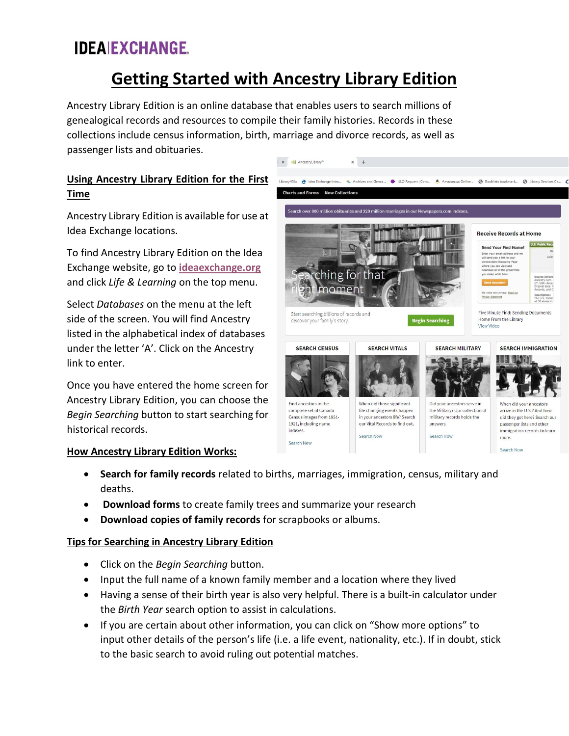**IDEA|EXCHANGE**

# Getting Started with Ancestry Library Edition

Ancestry Library Edition is an online database that enables users to search millions of genealogical records and resources to compile their family histories. Records in these collections include census information, birth, marriage and divorce records, as well as passenger lists and obituaries.

## Using Ancestry Library Edition for the First Time

Ancestry Library Edition is available for use at Idea Exchange locations.

To find Ancestry Library Edition on the Idea Exchange website, go to [ideaexchange.org](ideaexchange.org) and click *Life & Learning* on the top menu.

Select *Databases* on the menu at the left side of the screen. You will find Ancestry listed in the alphabetical index of databases under the letter 'A'. Click on the Ancestry link to enter.

Once you have entered the home screen for Ancestry Library Edition, you can choose the *Begin Searching* button to start searching for historical records.

## How Ancestry Library Edition Works:

- **Search for family records** related to births, marriages, immigration, census, military and deaths.
- **Download forms** to create family trees and summarize your research
- **Download copies of family records** for scrapbooks or albums.

## Tips for Searching in Ancestry Library Edition

- Click on the *Begin Searching* button.
- Input the full name of a known family member and a location where they lived
- Having a sense of their birth year is also very helpful. There is a built-in calculator under the *Birth Year* search option to assist in calculations.
- If you are certain about other information, you can click on "Show more options" to input other details of the person's life (i.e. a life event, nationality, etc.). If in doubt, stick to the basic search to avoid ruling out potential matches.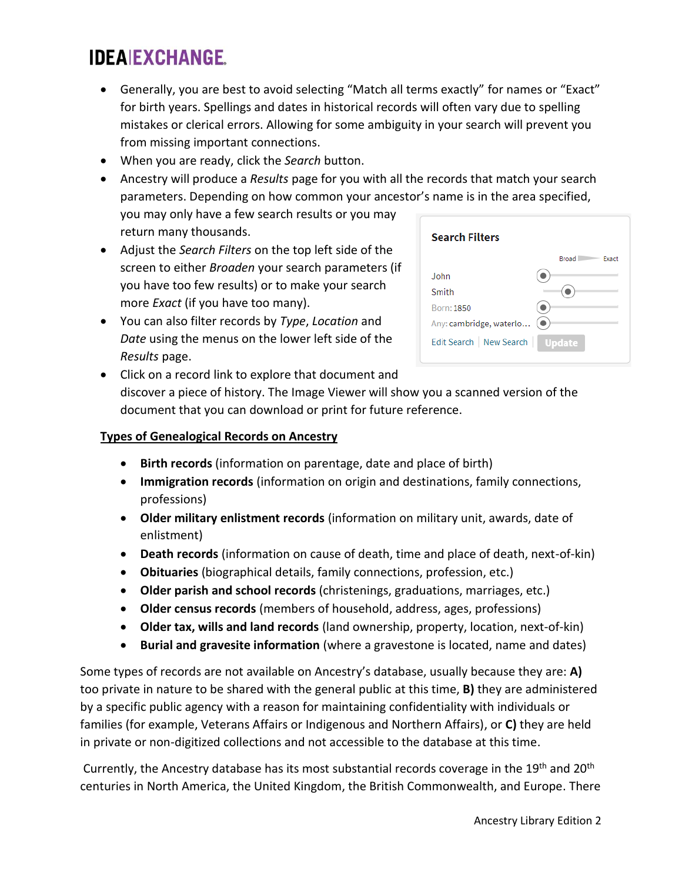- Generally, you are best to avoid selecting "Match all terms exactly" for names or "Exact" for birth years. Spellings and dates in historical records will often vary due to spelling mistakes or clerical errors. Allowing for some ambiguity in your search will prevent you from missing important connections.
- When you are ready, click the *Search* button.
- Ancestry will produce a *Results* page for you with all the records that match your search parameters. Depending on how common your ancestor's name is in the area specified, you may only have a few search results or you may return many thousands.
- Adjust the *Search Filters* on the top left side of the screen to either *Broaden* your search parameters (if you have too few results) or to make your search more *Exact* (if you have too many).
- You can also filter records by *Type*, *Location* and *Date* using the menus on the lower left side of the *Results* page.
- Click on a record link to explore that document and discover a piece of history. The Image Viewer will show you a scanned version of the document that you can download or print for future reference.

Search Filters

Broad — Exact

John

Smith

Born: 1850

Any: cambridge, waterlo...

Edit Search | New Search | Update

**Types of Genealogical Records on Ancestry**

- **Birth records** (information on parentage, date and place of birth)
- **Immigration records** (information on origin and destinations, family connections, professions)
- **Older military enlistment records** (information on military unit, awards, date of enlistment)
- **Death records** (information on cause of death, time and place of death, next-of-kin)
- **Obituaries** (biographical details, family connections, profession, etc.)
- **Older parish and school records** (christenings, graduations, marriages, etc.)
- **Older census records** (members of household, address, ages, professions)
- **Older tax, wills and land records** (land ownership, property, location, next-of-kin)
- **Burial and gravesite information** (where a gravestone is located, name and dates)

Some types of records are not available on Ancestry's database, usually because they are: **A)** too private in nature to be shared with the general public at this time, **B)** they are administered by a specific public agency with a reason for maintaining confidentiality with individuals or families (for example, Veterans Affairs or Indigenous and Northern Affairs), or **C)** they are held in private or non-digitized collections and not accessible to the database at this time.

Currently, the Ancestry database has its most substantial records coverage in the 19th and 20th centuries in North America, the United Kingdom, the British Commonwealth, and Europe. There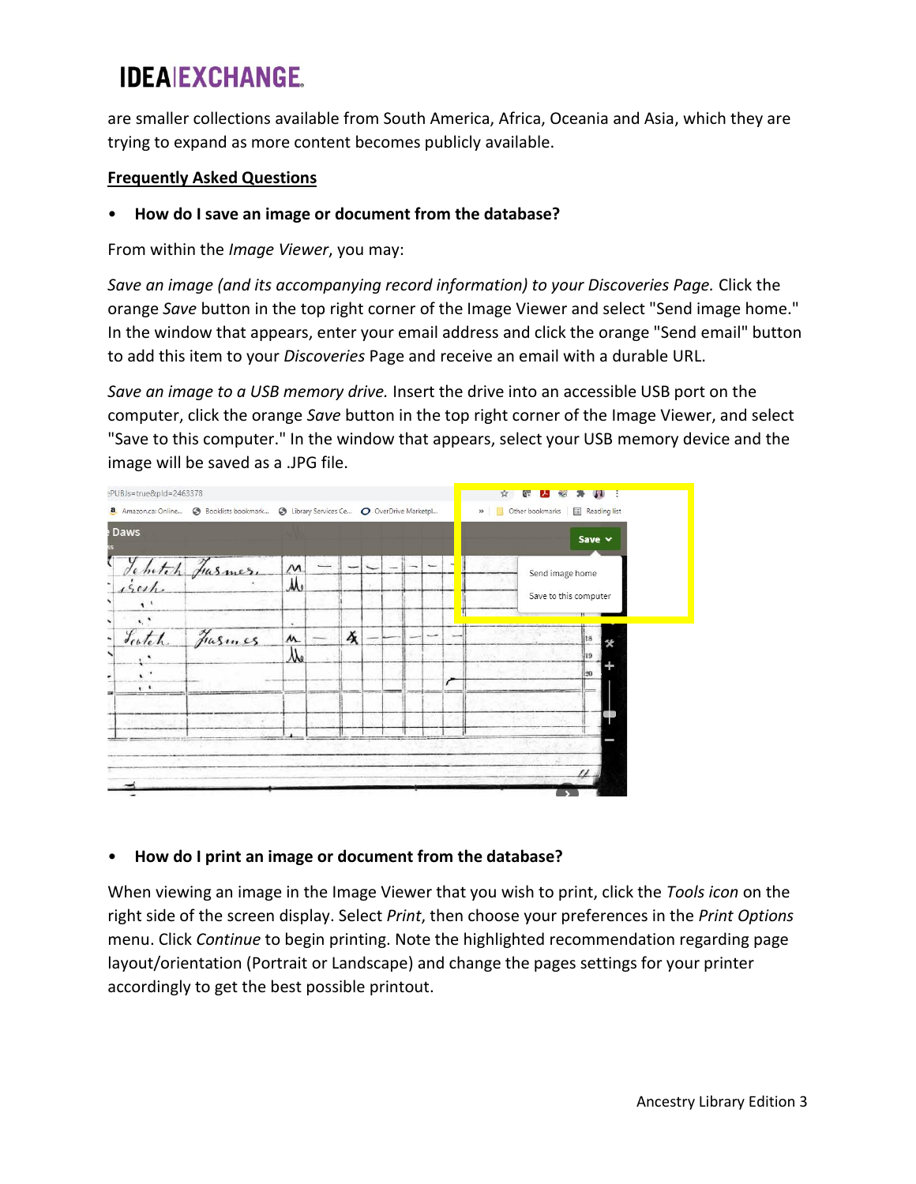are smaller collections available from South America, Africa, Oceania and Asia, which they are trying to expand as more content becomes publicly available.

**Frequently Asked Questions**

- **How do I save an image or document from the database?**

From within the *Image Viewer*, you may:

*Save an image (and its accompanying record information) to your Discoveries Page.* Click the orange *Save* button in the top right corner of the Image Viewer and select "Send image home." In the window that appears, enter your email address and click the orange "Send email" button to add this item to your *Discoveries* Page and receive an email with a durable URL.

*Save an image to a USB memory drive.* Insert the drive into an accessible USB port on the computer, click the orange *Save* button in the top right corner of the Image Viewer, and select "Save to this computer." In the window that appears, select your USB memory device and the image will be saved as a .JPG file.

- **How do I print an image or document from the database?**

When viewing an image in the Image Viewer that you wish to print, click the *Tools icon* on the right side of the screen display. Select *Print*, then choose your preferences in the *Print Options* menu. Click *Continue* to begin printing. Note the highlighted recommendation regarding page layout/orientation (Portrait or Landscape) and change the pages settings for your printer accordingly to get the best possible printout.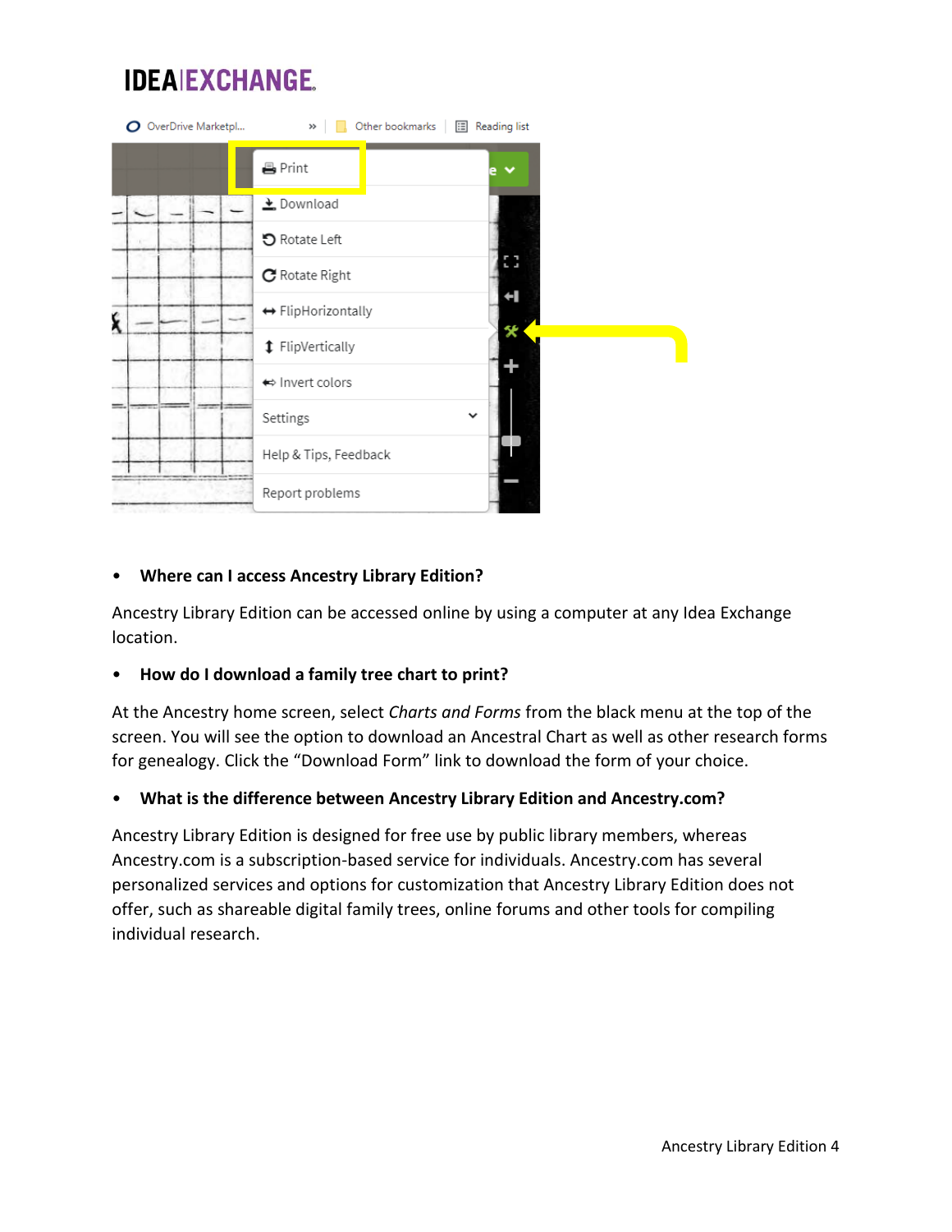- **Where can I access Ancestry Library Edition?**

Ancestry Library Edition can be accessed online by using a computer at any Idea Exchange location.

- **How do I download a family tree chart to print?**

At the Ancestry home screen, select *Charts and Forms* from the black menu at the top of the screen. You will see the option to download an Ancestral Chart as well as other research forms for genealogy. Click the "Download Form" link to download the form of your choice.

- **What is the difference between Ancestry Library Edition and Ancestry.com?**

Ancestry Library Edition is designed for free use by public library members, whereas Ancestry.com is a subscription-based service for individuals. Ancestry.com has several personalized services and options for customization that Ancestry Library Edition does not offer, such as shareable digital family trees, online forums and other tools for compiling individual research.